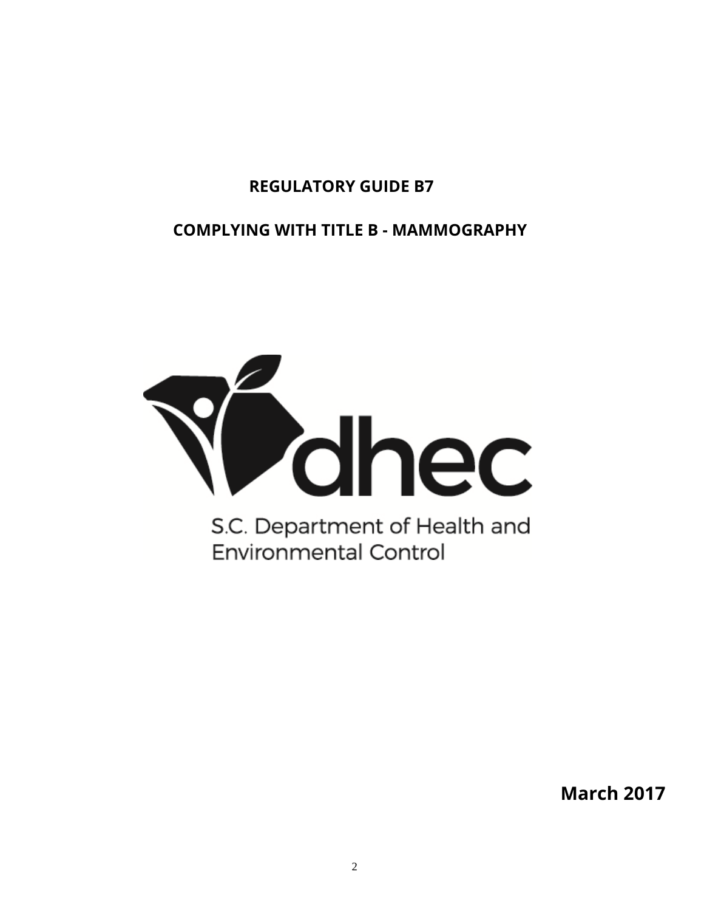# REGULATORY GUIDE B7

## COMPLYING WITH TITLE B - MAMMOGRAPHY

S.C. Department of Health and Environmental Control

**March 2017**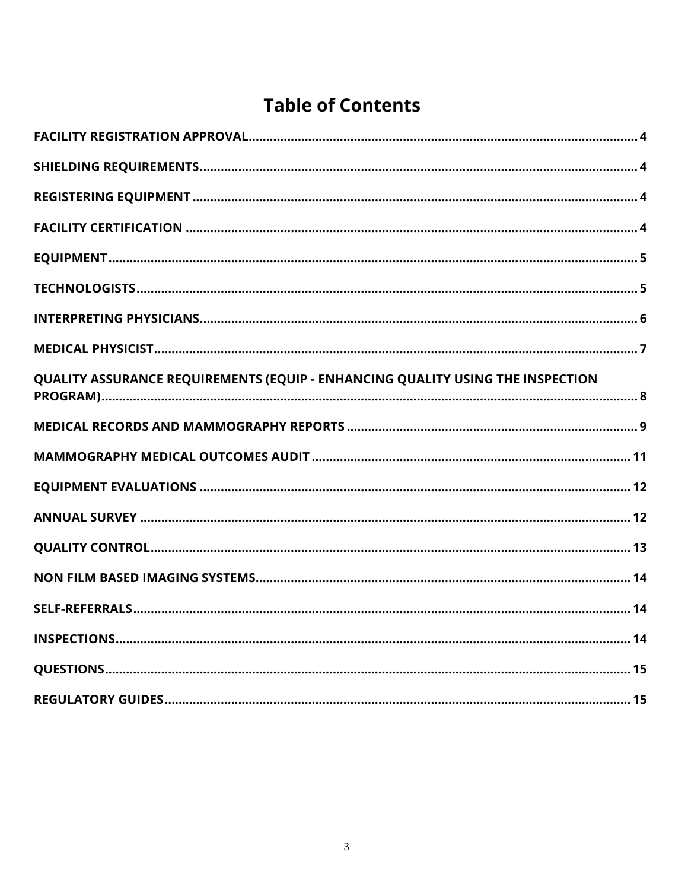# Table of Contents

| | |
|---|---|
| FACILITY REGISTRATION APPROVAL | 4 |
| SHIELDING REQUIREMENTS | 4 |
| REGISTERING EQUIPMENT | 4 |
| FACILITY CERTIFICATION | 4 |
| EQUIPMENT | 5 |
| TECHNOLOGISTS | 5 |
| INTERPRETING PHYSICIANS | 6 |
| MEDICAL PHYSICIST | 7 |
| QUALITY ASSURANCE REQUIREMENTS (EQUIP - ENHANCING QUALITY USING THE INSPECTION PROGRAM) | 8 |
| MEDICAL RECORDS AND MAMMOGRAPHY REPORTS | 9 |
| MAMMOGRAPHY MEDICAL OUTCOMES AUDIT | 11 |
| EQUIPMENT EVALUATIONS | 12 |
| ANNUAL SURVEY | 12 |
| QUALITY CONTROL | 13 |
| NON FILM BASED IMAGING SYSTEMS | 14 |
| SELF-REFERRALS | 14 |
| INSPECTIONS | 14 |
| QUESTIONS | 15 |
| REGULATORY GUIDES | 15 |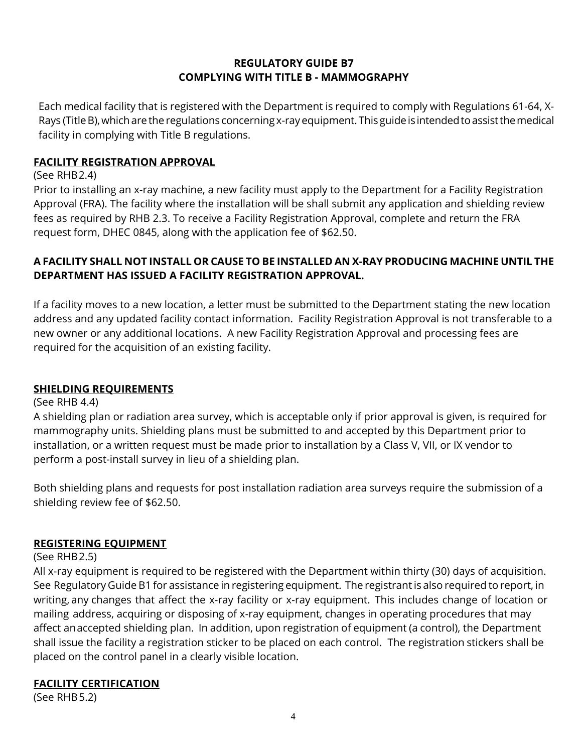# REGULATORY GUIDE B7
# COMPLYING WITH TITLE B - MAMMOGRAPHY

Each medical facility that is registered with the Department is required to comply with Regulations 61-64, X-Rays (Title B), which are the regulations concerning x-ray equipment. This guide is intended to assist the medical facility in complying with Title B regulations.

## FACILITY REGISTRATION APPROVAL

(See RHB 2.4)

Prior to installing an x-ray machine, a new facility must apply to the Department for a Facility Registration Approval (FRA). The facility where the installation will be shall submit any application and shielding review fees as required by RHB 2.3. To receive a Facility Registration Approval, complete and return the FRA request form, DHEC 0845, along with the application fee of $62.50.

**A FACILITY SHALL NOT INSTALL OR CAUSE TO BE INSTALLED AN X-RAY PRODUCING MACHINE UNTIL THE DEPARTMENT HAS ISSUED A FACILITY REGISTRATION APPROVAL.**

If a facility moves to a new location, a letter must be submitted to the Department stating the new location address and any updated facility contact information. Facility Registration Approval is not transferable to a new owner or any additional locations. A new Facility Registration Approval and processing fees are required for the acquisition of an existing facility.

## SHIELDING REQUIREMENTS

(See RHB 4.4)

A shielding plan or radiation area survey, which is acceptable only if prior approval is given, is required for mammography units. Shielding plans must be submitted to and accepted by this Department prior to installation, or a written request must be made prior to installation by a Class V, VII, or IX vendor to perform a post-install survey in lieu of a shielding plan.

Both shielding plans and requests for post installation radiation area surveys require the submission of a shielding review fee of $62.50.

## REGISTERING EQUIPMENT

(See RHB 2.5)

All x-ray equipment is required to be registered with the Department within thirty (30) days of acquisition. See Regulatory Guide B1 for assistance in registering equipment. The registrant is also required to report, in writing, any changes that affect the x-ray facility or x-ray equipment. This includes change of location or mailing address, acquiring or disposing of x-ray equipment, changes in operating procedures that may affect an accepted shielding plan. In addition, upon registration of equipment (a control), the Department shall issue the facility a registration sticker to be placed on each control. The registration stickers shall be placed on the control panel in a clearly visible location.

## FACILITY CERTIFICATION

(See RHB 5.2)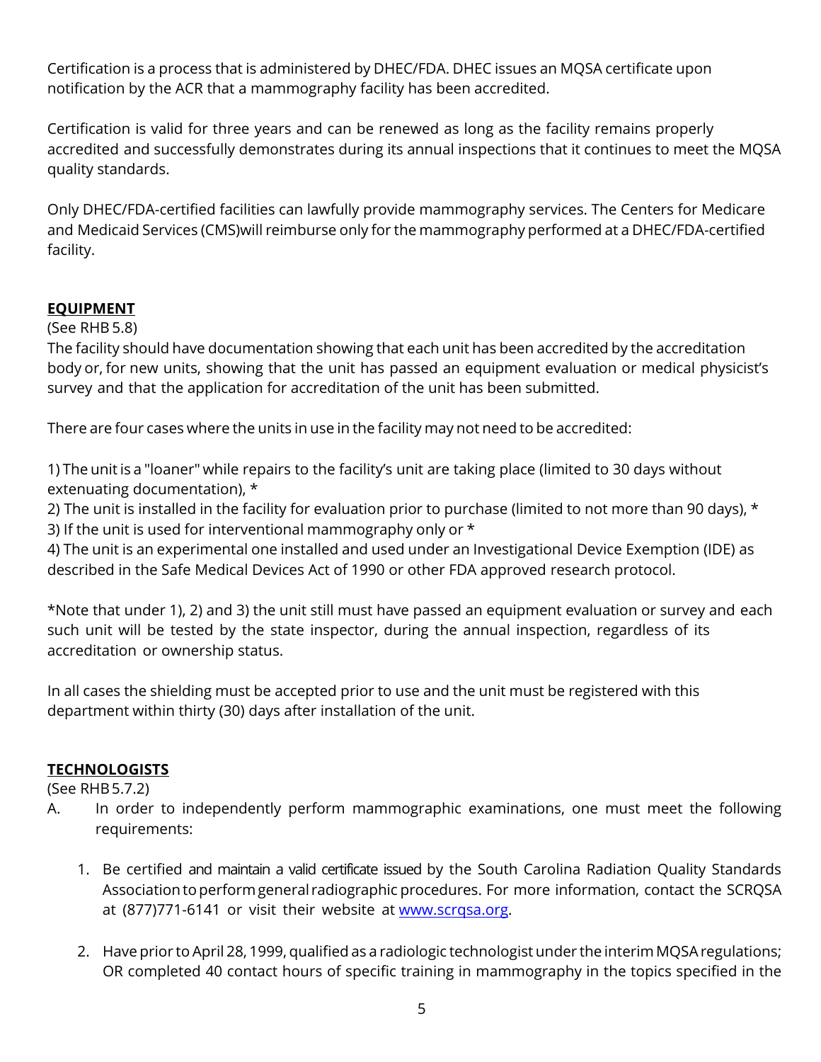Certification is a process that is administered by DHEC/FDA. DHEC issues an MQSA certificate upon notification by the ACR that a mammography facility has been accredited.

Certification is valid for three years and can be renewed as long as the facility remains properly accredited and successfully demonstrates during its annual inspections that it continues to meet the MQSA quality standards.

Only DHEC/FDA-certified facilities can lawfully provide mammography services. The Centers for Medicare and Medicaid Services (CMS)will reimburse only for the mammography performed at a DHEC/FDA-certified facility.

## EQUIPMENT

(See RHB 5.8)

The facility should have documentation showing that each unit has been accredited by the accreditation body or, for new units, showing that the unit has passed an equipment evaluation or medical physicist's survey and that the application for accreditation of the unit has been submitted.

There are four cases where the units in use in the facility may not need to be accredited:

1) The unit is a "loaner" while repairs to the facility's unit are taking place (limited to 30 days without extenuating documentation), *
2) The unit is installed in the facility for evaluation prior to purchase (limited to not more than 90 days), *
3) If the unit is used for interventional mammography only or *
4) The unit is an experimental one installed and used under an Investigational Device Exemption (IDE) as described in the Safe Medical Devices Act of 1990 or other FDA approved research protocol.

*Note that under 1), 2) and 3) the unit still must have passed an equipment evaluation or survey and each such unit will be tested by the state inspector, during the annual inspection, regardless of its accreditation or ownership status.

In all cases the shielding must be accepted prior to use and the unit must be registered with this department within thirty (30) days after installation of the unit.

## TECHNOLOGISTS

(See RHB 5.7.2)

A. In order to independently perform mammographic examinations, one must meet the following requirements:

   1. Be certified and maintain a valid certificate issued by the South Carolina Radiation Quality Standards Association to perform general radiographic procedures. For more information, contact the SCRQSA at (877)771-6141 or visit their website at [www.scrqsa.org](http://www.scrqsa.org).

   2. Have prior to April 28, 1999, qualified as a radiologic technologist under the interim MQSA regulations; OR completed 40 contact hours of specific training in mammography in the topics specified in the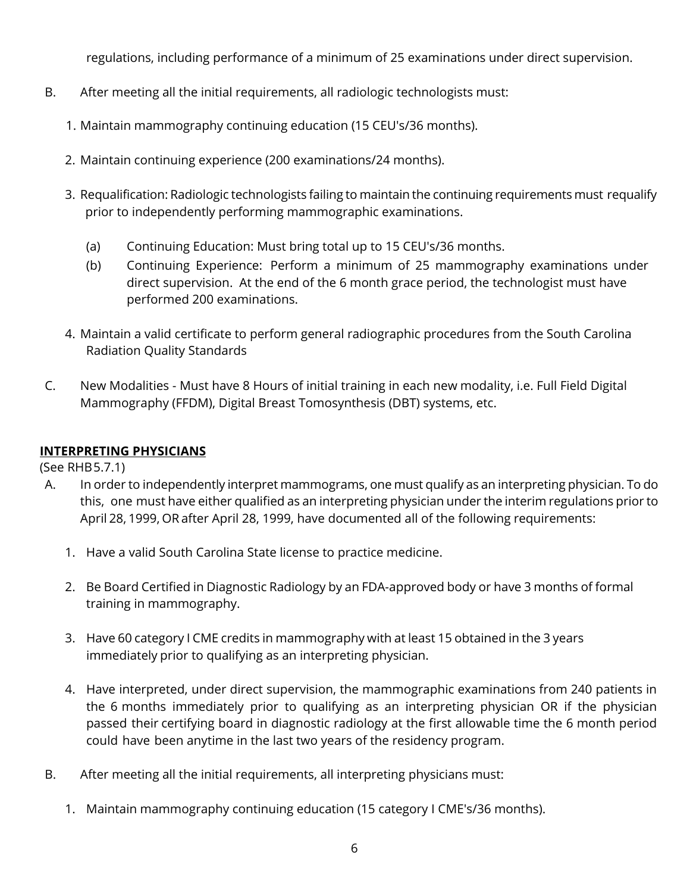regulations, including performance of a minimum of 25 examinations under direct supervision.

B. After meeting all the initial requirements, all radiologic technologists must:

1. Maintain mammography continuing education (15 CEU's/36 months).

2. Maintain continuing experience (200 examinations/24 months).

3. Requalification: Radiologic technologists failing to maintain the continuing requirements must requalify prior to independently performing mammographic examinations.

   (a) Continuing Education: Must bring total up to 15 CEU's/36 months.
   (b) Continuing Experience: Perform a minimum of 25 mammography examinations under direct supervision. At the end of the 6 month grace period, the technologist must have performed 200 examinations.

4. Maintain a valid certificate to perform general radiographic procedures from the South Carolina Radiation Quality Standards

C. New Modalities - Must have 8 Hours of initial training in each new modality, i.e. Full Field Digital Mammography (FFDM), Digital Breast Tomosynthesis (DBT) systems, etc.

## INTERPRETING PHYSICIANS

(See RHB 5.7.1)

A. In order to independently interpret mammograms, one must qualify as an interpreting physician. To do this, one must have either qualified as an interpreting physician under the interim regulations prior to April 28, 1999, OR after April 28, 1999, have documented all of the following requirements:

1. Have a valid South Carolina State license to practice medicine.

2. Be Board Certified in Diagnostic Radiology by an FDA-approved body or have 3 months of formal training in mammography.

3. Have 60 category I CME credits in mammography with at least 15 obtained in the 3 years immediately prior to qualifying as an interpreting physician.

4. Have interpreted, under direct supervision, the mammographic examinations from 240 patients in the 6 months immediately prior to qualifying as an interpreting physician OR if the physician passed their certifying board in diagnostic radiology at the first allowable time the 6 month period could have been anytime in the last two years of the residency program.

B. After meeting all the initial requirements, all interpreting physicians must:

1. Maintain mammography continuing education (15 category I CME's/36 months).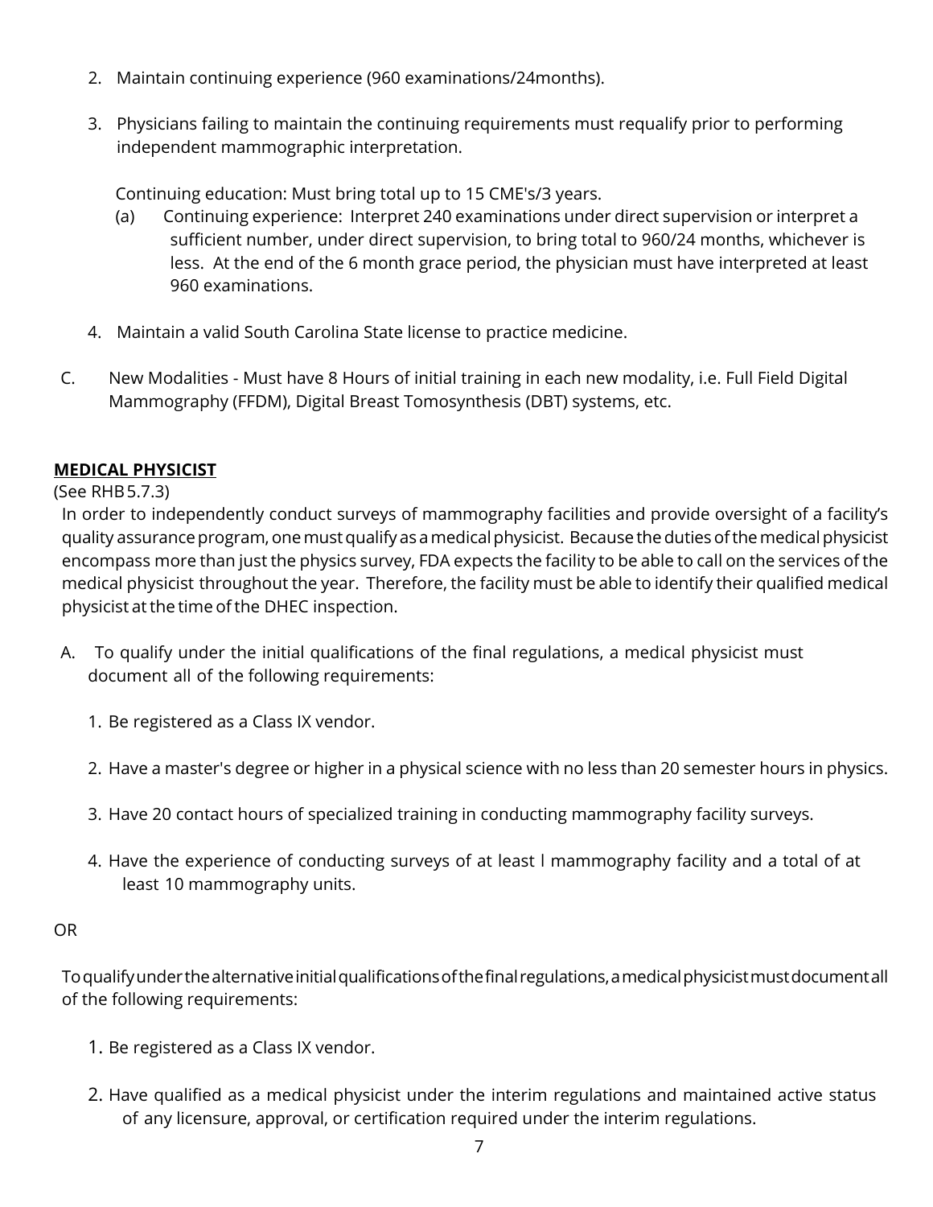2. Maintain continuing experience (960 examinations/24months).

3. Physicians failing to maintain the continuing requirements must requalify prior to performing independent mammographic interpretation.

   Continuing education: Must bring total up to 15 CME's/3 years.

   (a) Continuing experience: Interpret 240 examinations under direct supervision or interpret a sufficient number, under direct supervision, to bring total to 960/24 months, whichever is less. At the end of the 6 month grace period, the physician must have interpreted at least 960 examinations.

4. Maintain a valid South Carolina State license to practice medicine.

C. New Modalities - Must have 8 Hours of initial training in each new modality, i.e. Full Field Digital Mammography (FFDM), Digital Breast Tomosynthesis (DBT) systems, etc.

**MEDICAL PHYSICIST**

(See RHB 5.7.3)

In order to independently conduct surveys of mammography facilities and provide oversight of a facility's quality assurance program, one must qualify as a medical physicist. Because the duties of the medical physicist encompass more than just the physics survey, FDA expects the facility to be able to call on the services of the medical physicist throughout the year. Therefore, the facility must be able to identify their qualified medical physicist at the time of the DHEC inspection.

A. To qualify under the initial qualifications of the final regulations, a medical physicist must document all of the following requirements:

1. Be registered as a Class IX vendor.

2. Have a master's degree or higher in a physical science with no less than 20 semester hours in physics.

3. Have 20 contact hours of specialized training in conducting mammography facility surveys.

4. Have the experience of conducting surveys of at least l mammography facility and a total of at least 10 mammography units.

OR

To qualify under the alternative initial qualifications of the final regulations, a medical physicist must document all of the following requirements:

1. Be registered as a Class IX vendor.

2. Have qualified as a medical physicist under the interim regulations and maintained active status of any licensure, approval, or certification required under the interim regulations.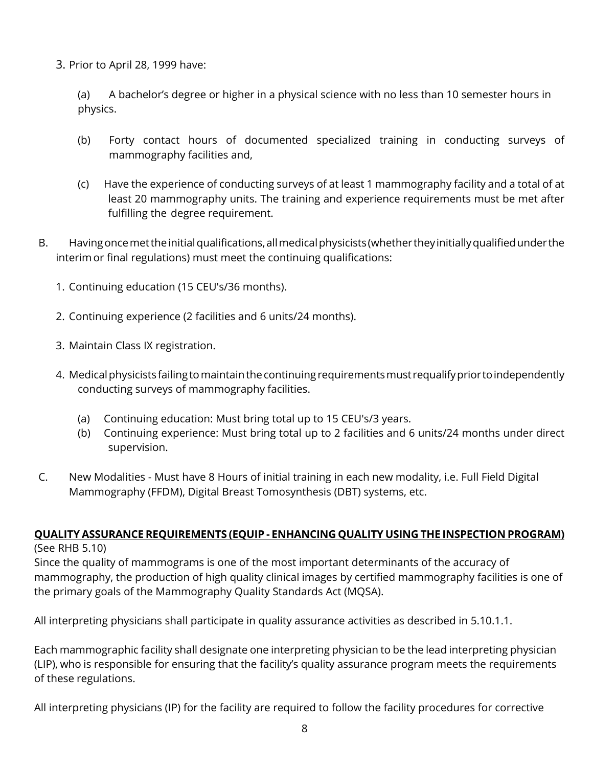3. Prior to April 28, 1999 have:

   (a) A bachelor's degree or higher in a physical science with no less than 10 semester hours in physics.

   (b) Forty contact hours of documented specialized training in conducting surveys of mammography facilities and,

   (c) Have the experience of conducting surveys of at least 1 mammography facility and a total of at least 20 mammography units. The training and experience requirements must be met after fulfilling the degree requirement.

B. Having once met the initial qualifications, all medical physicists (whether they initially qualified under the interim or final regulations) must meet the continuing qualifications:

   1. Continuing education (15 CEU's/36 months).

   2. Continuing experience (2 facilities and 6 units/24 months).

   3. Maintain Class IX registration.

   4. Medical physicists failing to maintain the continuing requirements must requalify prior to independently conducting surveys of mammography facilities.

      (a) Continuing education: Must bring total up to 15 CEU's/3 years.
      (b) Continuing experience: Must bring total up to 2 facilities and 6 units/24 months under direct supervision.

C. New Modalities - Must have 8 Hours of initial training in each new modality, i.e. Full Field Digital Mammography (FFDM), Digital Breast Tomosynthesis (DBT) systems, etc.

**QUALITY ASSURANCE REQUIREMENTS (EQUIP - ENHANCING QUALITY USING THE INSPECTION PROGRAM)**
(See RHB 5.10)

Since the quality of mammograms is one of the most important determinants of the accuracy of mammography, the production of high quality clinical images by certified mammography facilities is one of the primary goals of the Mammography Quality Standards Act (MQSA).

All interpreting physicians shall participate in quality assurance activities as described in 5.10.1.1.

Each mammographic facility shall designate one interpreting physician to be the lead interpreting physician (LIP), who is responsible for ensuring that the facility's quality assurance program meets the requirements of these regulations.

All interpreting physicians (IP) for the facility are required to follow the facility procedures for corrective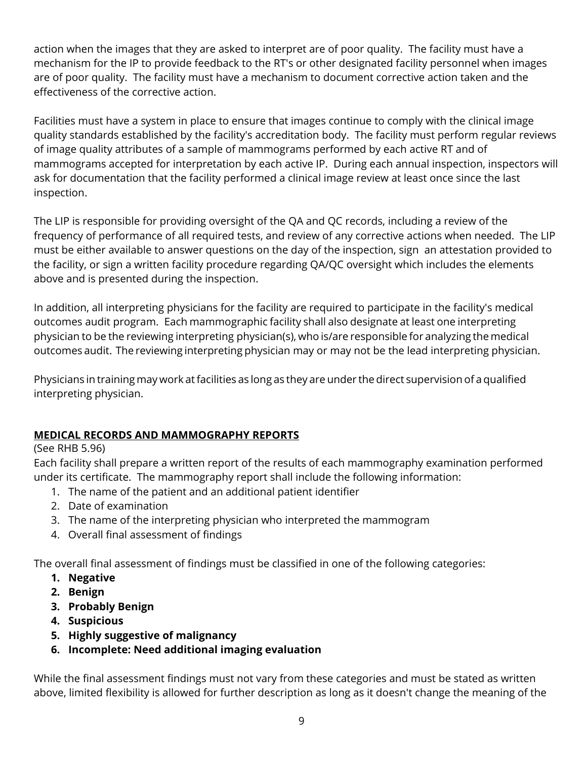action when the images that they are asked to interpret are of poor quality. The facility must have a mechanism for the IP to provide feedback to the RT's or other designated facility personnel when images are of poor quality. The facility must have a mechanism to document corrective action taken and the effectiveness of the corrective action.

Facilities must have a system in place to ensure that images continue to comply with the clinical image quality standards established by the facility's accreditation body. The facility must perform regular reviews of image quality attributes of a sample of mammograms performed by each active RT and of mammograms accepted for interpretation by each active IP. During each annual inspection, inspectors will ask for documentation that the facility performed a clinical image review at least once since the last inspection.

The LIP is responsible for providing oversight of the QA and QC records, including a review of the frequency of performance of all required tests, and review of any corrective actions when needed. The LIP must be either available to answer questions on the day of the inspection, sign an attestation provided to the facility, or sign a written facility procedure regarding QA/QC oversight which includes the elements above and is presented during the inspection.

In addition, all interpreting physicians for the facility are required to participate in the facility's medical outcomes audit program. Each mammographic facility shall also designate at least one interpreting physician to be the reviewing interpreting physician(s), who is/are responsible for analyzing the medical outcomes audit. The reviewing interpreting physician may or may not be the lead interpreting physician.

Physicians in training may work at facilities as long as they are under the direct supervision of a qualified interpreting physician.

## MEDICAL RECORDS AND MAMMOGRAPHY REPORTS

(See RHB 5.96)

Each facility shall prepare a written report of the results of each mammography examination performed under its certificate. The mammography report shall include the following information:

1. The name of the patient and an additional patient identifier
2. Date of examination
3. The name of the interpreting physician who interpreted the mammogram
4. Overall final assessment of findings

The overall final assessment of findings must be classified in one of the following categories:

1. **Negative**
2. **Benign**
3. **Probably Benign**
4. **Suspicious**
5. **Highly suggestive of malignancy**
6. **Incomplete: Need additional imaging evaluation**

While the final assessment findings must not vary from these categories and must be stated as written above, limited flexibility is allowed for further description as long as it doesn't change the meaning of the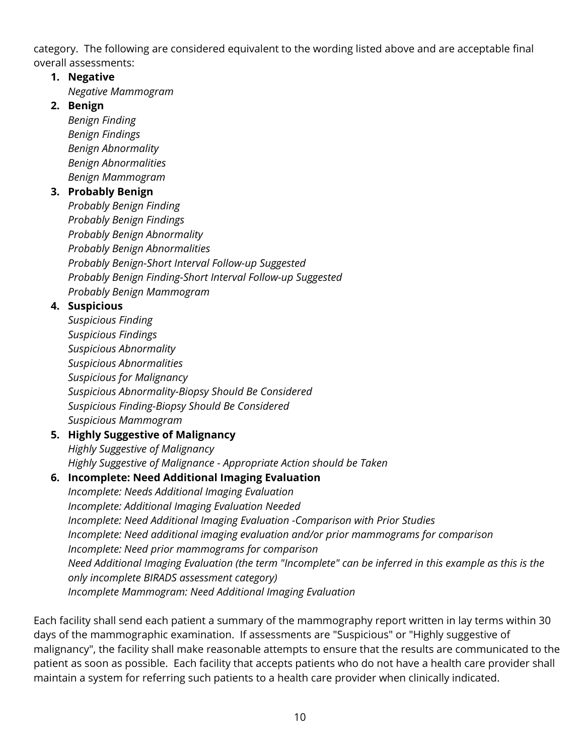category. The following are considered equivalent to the wording listed above and are acceptable final overall assessments:

1. **Negative**
   *Negative Mammogram*
2. **Benign**
   *Benign Finding*
   *Benign Findings*
   *Benign Abnormality*
   *Benign Abnormalities*
   *Benign Mammogram*
3. **Probably Benign**
   *Probably Benign Finding*
   *Probably Benign Findings*
   *Probably Benign Abnormality*
   *Probably Benign Abnormalities*
   *Probably Benign-Short Interval Follow-up Suggested*
   *Probably Benign Finding-Short Interval Follow-up Suggested*
   *Probably Benign Mammogram*
4. **Suspicious**
   *Suspicious Finding*
   *Suspicious Findings*
   *Suspicious Abnormality*
   *Suspicious Abnormalities*
   *Suspicious for Malignancy*
   *Suspicious Abnormality-Biopsy Should Be Considered*
   *Suspicious Finding-Biopsy Should Be Considered*
   *Suspicious Mammogram*
5. **Highly Suggestive of Malignancy**
   *Highly Suggestive of Malignancy*
   *Highly Suggestive of Malignance - Appropriate Action should be Taken*
6. **Incomplete: Need Additional Imaging Evaluation**
   *Incomplete: Needs Additional Imaging Evaluation*
   *Incomplete: Additional Imaging Evaluation Needed*
   *Incomplete: Need Additional Imaging Evaluation -Comparison with Prior Studies*
   *Incomplete: Need additional imaging evaluation and/or prior mammograms for comparison*
   *Incomplete: Need prior mammograms for comparison*
   *Need Additional Imaging Evaluation (the term "Incomplete" can be inferred in this example as this is the only incomplete BIRADS assessment category)*
   *Incomplete Mammogram: Need Additional Imaging Evaluation*

Each facility shall send each patient a summary of the mammography report written in lay terms within 30 days of the mammographic examination. If assessments are "Suspicious" or "Highly suggestive of malignancy", the facility shall make reasonable attempts to ensure that the results are communicated to the patient as soon as possible. Each facility that accepts patients who do not have a health care provider shall maintain a system for referring such patients to a health care provider when clinically indicated.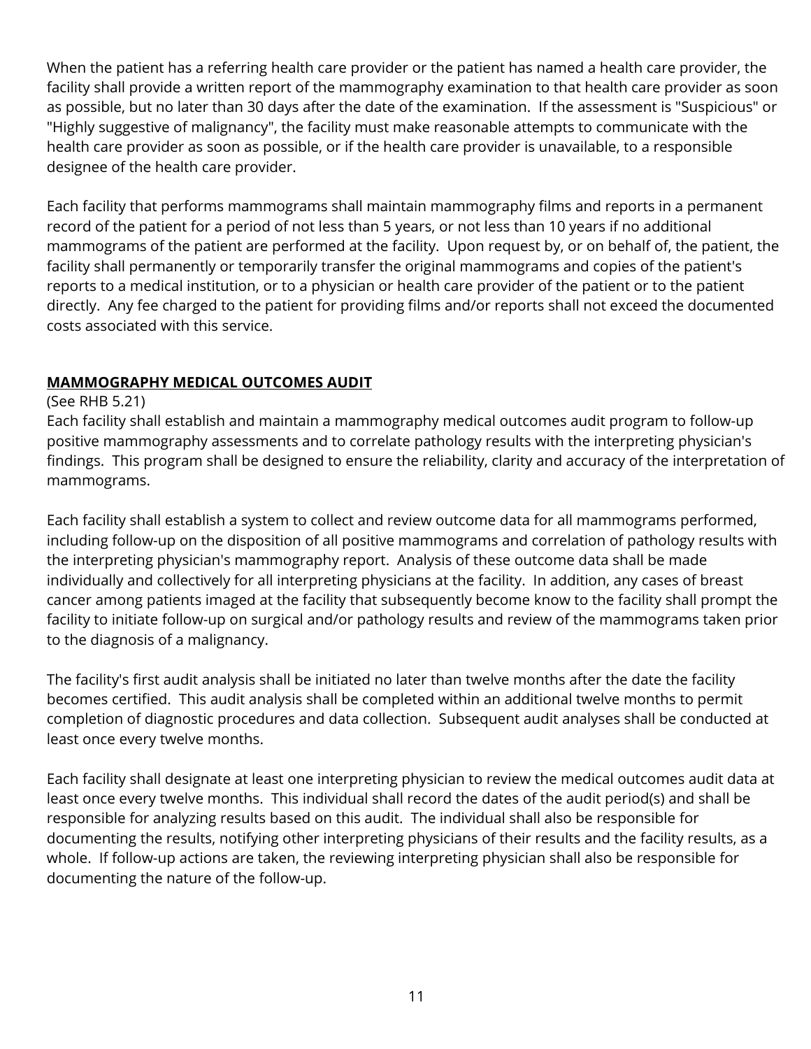When the patient has a referring health care provider or the patient has named a health care provider, the facility shall provide a written report of the mammography examination to that health care provider as soon as possible, but no later than 30 days after the date of the examination.  If the assessment is "Suspicious" or "Highly suggestive of malignancy", the facility must make reasonable attempts to communicate with the health care provider as soon as possible, or if the health care provider is unavailable, to a responsible designee of the health care provider.

Each facility that performs mammograms shall maintain mammography films and reports in a permanent record of the patient for a period of not less than 5 years, or not less than 10 years if no additional mammograms of the patient are performed at the facility.  Upon request by, or on behalf of, the patient, the facility shall permanently or temporarily transfer the original mammograms and copies of the patient's reports to a medical institution, or to a physician or health care provider of the patient or to the patient directly.  Any fee charged to the patient for providing films and/or reports shall not exceed the documented costs associated with this service.

## **MAMMOGRAPHY MEDICAL OUTCOMES AUDIT**

(See RHB 5.21)
Each facility shall establish and maintain a mammography medical outcomes audit program to follow-up positive mammography assessments and to correlate pathology results with the interpreting physician's findings.  This program shall be designed to ensure the reliability, clarity and accuracy of the interpretation of mammograms.

Each facility shall establish a system to collect and review outcome data for all mammograms performed, including follow-up on the disposition of all positive mammograms and correlation of pathology results with the interpreting physician's mammography report.  Analysis of these outcome data shall be made individually and collectively for all interpreting physicians at the facility.  In addition, any cases of breast cancer among patients imaged at the facility that subsequently become know to the facility shall prompt the facility to initiate follow-up on surgical and/or pathology results and review of the mammograms taken prior to the diagnosis of a malignancy.

The facility's first audit analysis shall be initiated no later than twelve months after the date the facility becomes certified.  This audit analysis shall be completed within an additional twelve months to permit completion of diagnostic procedures and data collection.  Subsequent audit analyses shall be conducted at least once every twelve months.

Each facility shall designate at least one interpreting physician to review the medical outcomes audit data at least once every twelve months.  This individual shall record the dates of the audit period(s) and shall be responsible for analyzing results based on this audit.  The individual shall also be responsible for documenting the results, notifying other interpreting physicians of their results and the facility results, as a whole.  If follow-up actions are taken, the reviewing interpreting physician shall also be responsible for documenting the nature of the follow-up.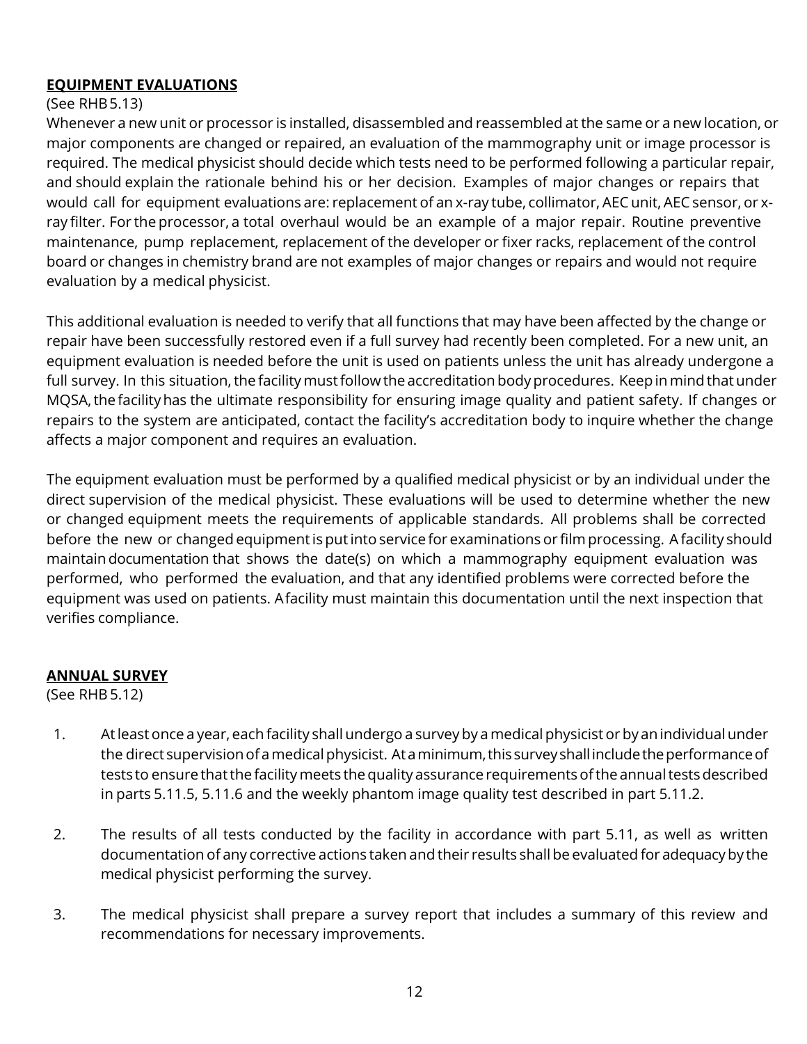## EQUIPMENT EVALUATIONS

(See RHB 5.13)

Whenever a new unit or processor is installed, disassembled and reassembled at the same or a new location, or major components are changed or repaired, an evaluation of the mammography unit or image processor is required. The medical physicist should decide which tests need to be performed following a particular repair, and should explain the rationale behind his or her decision. Examples of major changes or repairs that would call for equipment evaluations are: replacement of an x-ray tube, collimator, AEC unit, AEC sensor, or x-ray filter. For the processor, a total overhaul would be an example of a major repair. Routine preventive maintenance, pump replacement, replacement of the developer or fixer racks, replacement of the control board or changes in chemistry brand are not examples of major changes or repairs and would not require evaluation by a medical physicist.

This additional evaluation is needed to verify that all functions that may have been affected by the change or repair have been successfully restored even if a full survey had recently been completed. For a new unit, an equipment evaluation is needed before the unit is used on patients unless the unit has already undergone a full survey. In this situation, the facility must follow the accreditation body procedures. Keep in mind that under MQSA, the facility has the ultimate responsibility for ensuring image quality and patient safety. If changes or repairs to the system are anticipated, contact the facility's accreditation body to inquire whether the change affects a major component and requires an evaluation.

The equipment evaluation must be performed by a qualified medical physicist or by an individual under the direct supervision of the medical physicist. These evaluations will be used to determine whether the new or changed equipment meets the requirements of applicable standards. All problems shall be corrected before the new or changed equipment is put into service for examinations or film processing. A facility should maintain documentation that shows the date(s) on which a mammography equipment evaluation was performed, who performed the evaluation, and that any identified problems were corrected before the equipment was used on patients. A facility must maintain this documentation until the next inspection that verifies compliance.

## ANNUAL SURVEY

(See RHB 5.12)

1. At least once a year, each facility shall undergo a survey by a medical physicist or by an individual under the direct supervision of a medical physicist. At a minimum, this survey shall include the performance of tests to ensure that the facility meets the quality assurance requirements of the annual tests described in parts 5.11.5, 5.11.6 and the weekly phantom image quality test described in part 5.11.2.

2. The results of all tests conducted by the facility in accordance with part 5.11, as well as written documentation of any corrective actions taken and their results shall be evaluated for adequacy by the medical physicist performing the survey.

3. The medical physicist shall prepare a survey report that includes a summary of this review and recommendations for necessary improvements.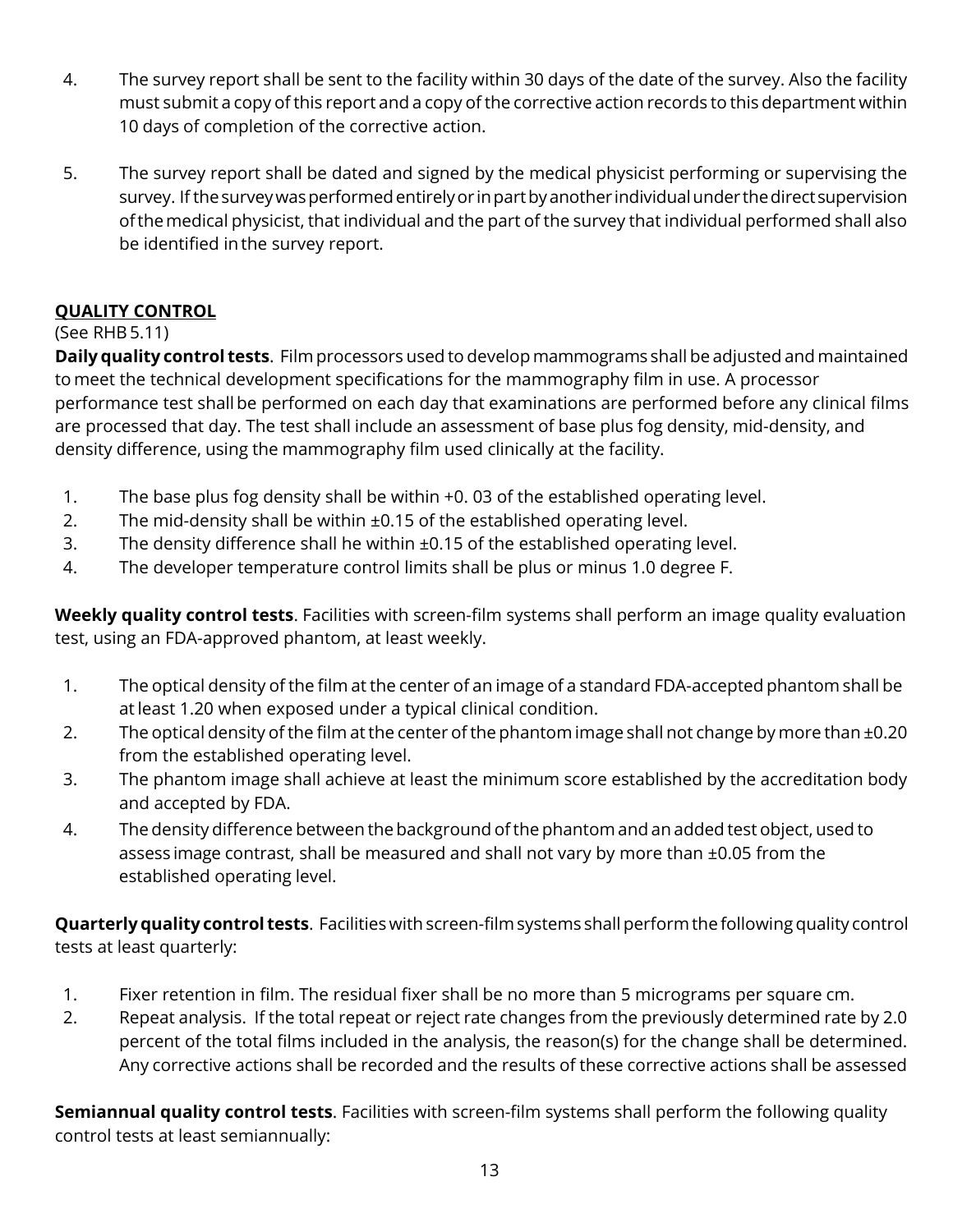4. The survey report shall be sent to the facility within 30 days of the date of the survey. Also the facility must submit a copy of this report and a copy of the corrective action records to this department within 10 days of completion of the corrective action.

5. The survey report shall be dated and signed by the medical physicist performing or supervising the survey. If the survey was performed entirely or in part by another individual under the direct supervision of the medical physicist, that individual and the part of the survey that individual performed shall also be identified in the survey report.

**QUALITY CONTROL**

(See RHB 5.11)

**Daily quality control tests**. Film processors used to develop mammograms shall be adjusted and maintained to meet the technical development specifications for the mammography film in use. A processor performance test shall be performed on each day that examinations are performed before any clinical films are processed that day. The test shall include an assessment of base plus fog density, mid-density, and density difference, using the mammography film used clinically at the facility.

1. The base plus fog density shall be within +0. 03 of the established operating level.
2. The mid-density shall be within ±0.15 of the established operating level.
3. The density difference shall he within ±0.15 of the established operating level.
4. The developer temperature control limits shall be plus or minus 1.0 degree F.

**Weekly quality control tests**. Facilities with screen-film systems shall perform an image quality evaluation test, using an FDA-approved phantom, at least weekly.

1. The optical density of the film at the center of an image of a standard FDA-accepted phantom shall be at least 1.20 when exposed under a typical clinical condition.
2. The optical density of the film at the center of the phantom image shall not change by more than ±0.20 from the established operating level.
3. The phantom image shall achieve at least the minimum score established by the accreditation body and accepted by FDA.
4. The density difference between the background of the phantom and an added test object, used to assess image contrast, shall be measured and shall not vary by more than ±0.05 from the established operating level.

**Quarterly quality control tests**. Facilities with screen-film systems shall perform the following quality control tests at least quarterly:

1. Fixer retention in film. The residual fixer shall be no more than 5 micrograms per square cm.
2. Repeat analysis. If the total repeat or reject rate changes from the previously determined rate by 2.0 percent of the total films included in the analysis, the reason(s) for the change shall be determined. Any corrective actions shall be recorded and the results of these corrective actions shall be assessed

**Semiannual quality control tests**. Facilities with screen-film systems shall perform the following quality control tests at least semiannually: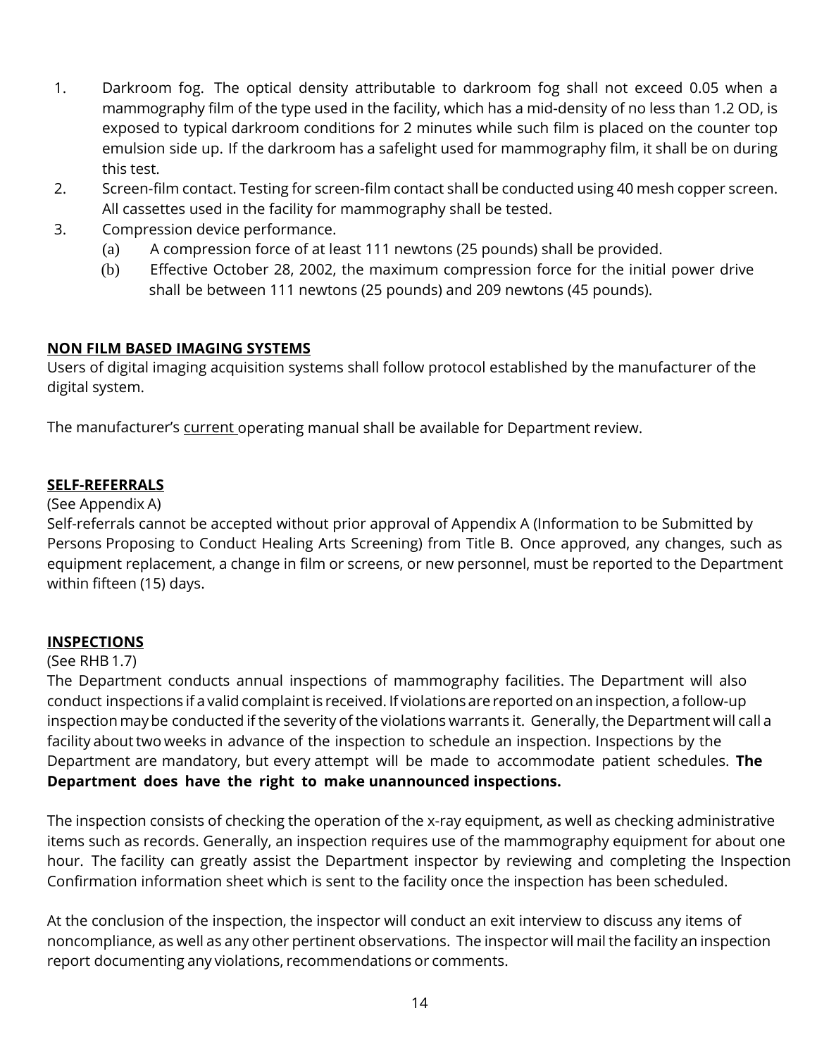1. Darkroom fog. The optical density attributable to darkroom fog shall not exceed 0.05 when a mammography film of the type used in the facility, which has a mid-density of no less than 1.2 OD, is exposed to typical darkroom conditions for 2 minutes while such film is placed on the counter top emulsion side up. If the darkroom has a safelight used for mammography film, it shall be on during this test.
2. Screen-film contact. Testing for screen-film contact shall be conducted using 40 mesh copper screen. All cassettes used in the facility for mammography shall be tested.
3. Compression device performance.
   (a) A compression force of at least 111 newtons (25 pounds) shall be provided.
   (b) Effective October 28, 2002, the maximum compression force for the initial power drive shall be between 111 newtons (25 pounds) and 209 newtons (45 pounds).

**NON FILM BASED IMAGING SYSTEMS**

Users of digital imaging acquisition systems shall follow protocol established by the manufacturer of the digital system.

The manufacturer's current operating manual shall be available for Department review.

**SELF-REFERRALS**

(See Appendix A)

Self-referrals cannot be accepted without prior approval of Appendix A (Information to be Submitted by Persons Proposing to Conduct Healing Arts Screening) from Title B. Once approved, any changes, such as equipment replacement, a change in film or screens, or new personnel, must be reported to the Department within fifteen (15) days.

**INSPECTIONS**

(See RHB 1.7)

The Department conducts annual inspections of mammography facilities. The Department will also conduct inspections if a valid complaint is received. If violations are reported on an inspection, a follow-up inspection may be conducted if the severity of the violations warrants it. Generally, the Department will call a facility about two weeks in advance of the inspection to schedule an inspection. Inspections by the Department are mandatory, but every attempt will be made to accommodate patient schedules. **The Department does have the right to make unannounced inspections.**

The inspection consists of checking the operation of the x-ray equipment, as well as checking administrative items such as records. Generally, an inspection requires use of the mammography equipment for about one hour. The facility can greatly assist the Department inspector by reviewing and completing the Inspection Confirmation information sheet which is sent to the facility once the inspection has been scheduled.

At the conclusion of the inspection, the inspector will conduct an exit interview to discuss any items of noncompliance, as well as any other pertinent observations. The inspector will mail the facility an inspection report documenting any violations, recommendations or comments.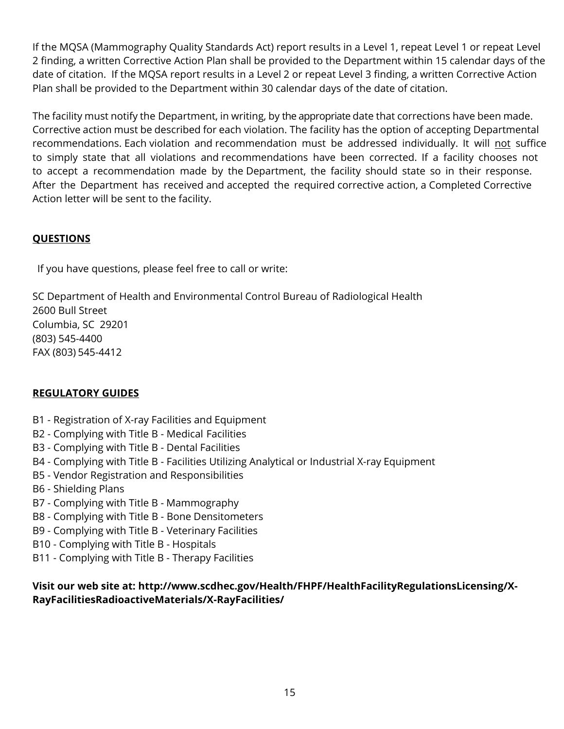If the MQSA (Mammography Quality Standards Act) report results in a Level 1, repeat Level 1 or repeat Level 2 finding, a written Corrective Action Plan shall be provided to the Department within 15 calendar days of the date of citation. If the MQSA report results in a Level 2 or repeat Level 3 finding, a written Corrective Action Plan shall be provided to the Department within 30 calendar days of the date of citation.

The facility must notify the Department, in writing, by the appropriate date that corrections have been made. Corrective action must be described for each violation. The facility has the option of accepting Departmental recommendations. Each violation and recommendation must be addressed individually. It will not suffice to simply state that all violations and recommendations have been corrected. If a facility chooses not to accept a recommendation made by the Department, the facility should state so in their response. After the Department has received and accepted the required corrective action, a Completed Corrective Action letter will be sent to the facility.

## QUESTIONS

If you have questions, please feel free to call or write:

SC Department of Health and Environmental Control Bureau of Radiological Health
2600 Bull Street
Columbia, SC 29201
(803) 545-4400
FAX (803) 545-4412

## REGULATORY GUIDES

- B1 - Registration of X-ray Facilities and Equipment
- B2 - Complying with Title B - Medical Facilities
- B3 - Complying with Title B - Dental Facilities
- B4 - Complying with Title B - Facilities Utilizing Analytical or Industrial X-ray Equipment
- B5 - Vendor Registration and Responsibilities
- B6 - Shielding Plans
- B7 - Complying with Title B - Mammography
- B8 - Complying with Title B - Bone Densitometers
- B9 - Complying with Title B - Veterinary Facilities
- B10 - Complying with Title B - Hospitals
- B11 - Complying with Title B - Therapy Facilities

**Visit our web site at: http://www.scdhec.gov/Health/FHPF/HealthFacilityRegulationsLicensing/X-RayFacilitiesRadioactiveMaterials/X-RayFacilities/**